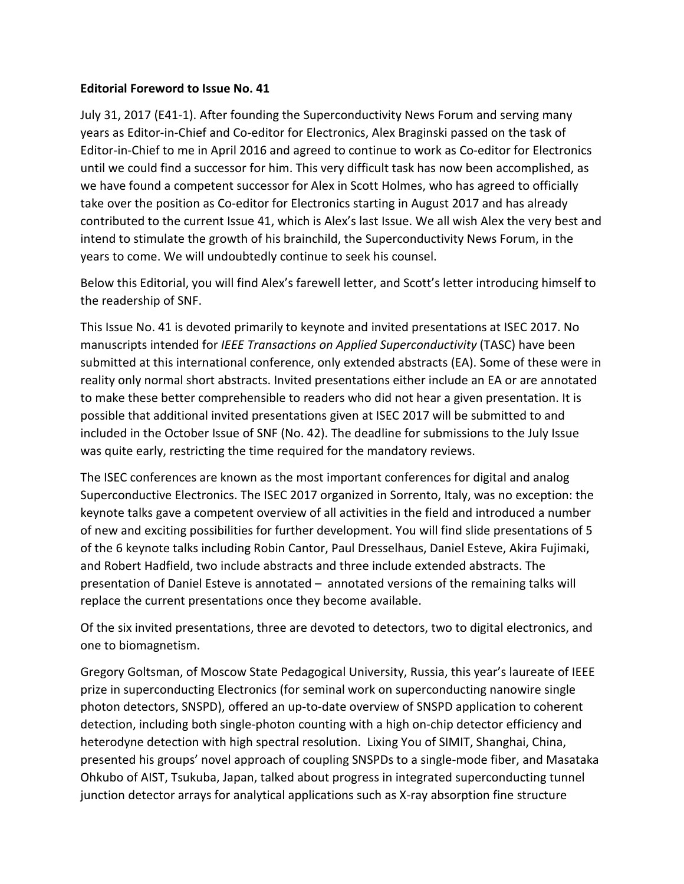**Editorial Foreword to Issue No. 41**

July 31, 2017 (E41-1). After founding the Superconductivity News Forum and serving many years as Editor-in-Chief and Co-editor for Electronics, Alex Braginski passed on the task of Editor-in-Chief to me in April 2016 and agreed to continue to work as Co-editor for Electronics until we could find a successor for him. This very difficult task has now been accomplished, as we have found a competent successor for Alex in Scott Holmes, who has agreed to officially take over the position as Co-editor for Electronics starting in August 2017 and has already contributed to the current Issue 41, which is Alex's last Issue. We all wish Alex the very best and intend to stimulate the growth of his brainchild, the Superconductivity News Forum, in the years to come. We will undoubtedly continue to seek his counsel.

Below this Editorial, you will find Alex's farewell letter, and Scott's letter introducing himself to the readership of SNF.

This Issue No. 41 is devoted primarily to keynote and invited presentations at ISEC 2017. No manuscripts intended for *IEEE Transactions on Applied Superconductivity* (TASC) have been submitted at this international conference, only extended abstracts (EA). Some of these were in reality only normal short abstracts. Invited presentations either include an EA or are annotated to make these better comprehensible to readers who did not hear a given presentation. It is possible that additional invited presentations given at ISEC 2017 will be submitted to and included in the October Issue of SNF (No. 42). The deadline for submissions to the July Issue was quite early, restricting the time required for the mandatory reviews.

The ISEC conferences are known as the most important conferences for digital and analog Superconductive Electronics. The ISEC 2017 organized in Sorrento, Italy, was no exception: the keynote talks gave a competent overview of all activities in the field and introduced a number of new and exciting possibilities for further development. You will find slide presentations of 5 of the 6 keynote talks including Robin Cantor, Paul Dresselhaus, Daniel Esteve, Akira Fujimaki, and Robert Hadfield, two include abstracts and three include extended abstracts. The presentation of Daniel Esteve is annotated – annotated versions of the remaining talks will replace the current presentations once they become available.

Of the six invited presentations, three are devoted to detectors, two to digital electronics, and one to biomagnetism.

Gregory Goltsman, of Moscow State Pedagogical University, Russia, this year's laureate of IEEE prize in superconducting Electronics (for seminal work on superconducting nanowire single photon detectors, SNSPD), offered an up-to-date overview of SNSPD application to coherent detection, including both single-photon counting with a high on-chip detector efficiency and heterodyne detection with high spectral resolution. Lixing You of SIMIT, Shanghai, China, presented his groups' novel approach of coupling SNSPDs to a single-mode fiber, and Masataka Ohkubo of AIST, Tsukuba, Japan, talked about progress in integrated superconducting tunnel junction detector arrays for analytical applications such as X-ray absorption fine structure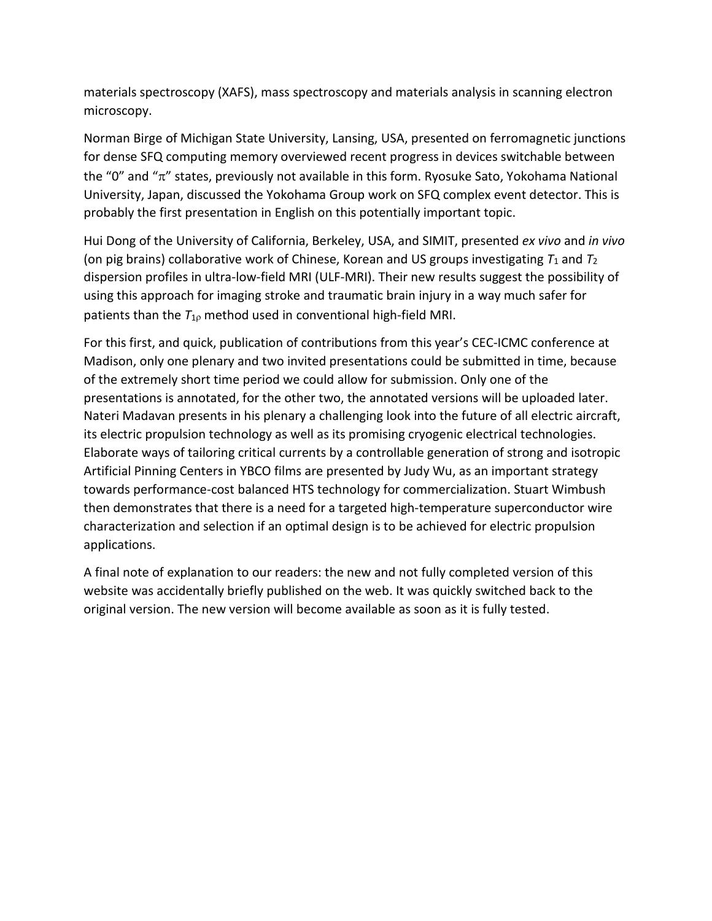materials spectroscopy (XAFS), mass spectroscopy and materials analysis in scanning electron microscopy.

Norman Birge of Michigan State University, Lansing, USA, presented on ferromagnetic junctions for dense SFQ computing memory overviewed recent progress in devices switchable between the “0” and “$\pi$” states, previously not available in this form. Ryosuke Sato, Yokohama National University, Japan, discussed the Yokohama Group work on SFQ complex event detector. This is probably the first presentation in English on this potentially important topic.

Hui Dong of the University of California, Berkeley, USA, and SIMIT, presented *ex vivo* and *in vivo* (on pig brains) collaborative work of Chinese, Korean and US groups investigating $T_1$ and $T_2$ dispersion profiles in ultra-low-field MRI (ULF-MRI). Their new results suggest the possibility of using this approach for imaging stroke and traumatic brain injury in a way much safer for patients than the $T_{1\rho}$ method used in conventional high-field MRI.

For this first, and quick, publication of contributions from this year’s CEC-ICMC conference at Madison, only one plenary and two invited presentations could be submitted in time, because of the extremely short time period we could allow for submission. Only one of the presentations is annotated, for the other two, the annotated versions will be uploaded later. Nateri Madavan presents in his plenary a challenging look into the future of all electric aircraft, its electric propulsion technology as well as its promising cryogenic electrical technologies. Elaborate ways of tailoring critical currents by a controllable generation of strong and isotropic Artificial Pinning Centers in YBCO films are presented by Judy Wu, as an important strategy towards performance-cost balanced HTS technology for commercialization. Stuart Wimbush then demonstrates that there is a need for a targeted high-temperature superconductor wire characterization and selection if an optimal design is to be achieved for electric propulsion applications.

A final note of explanation to our readers: the new and not fully completed version of this website was accidentally briefly published on the web. It was quickly switched back to the original version. The new version will become available as soon as it is fully tested.